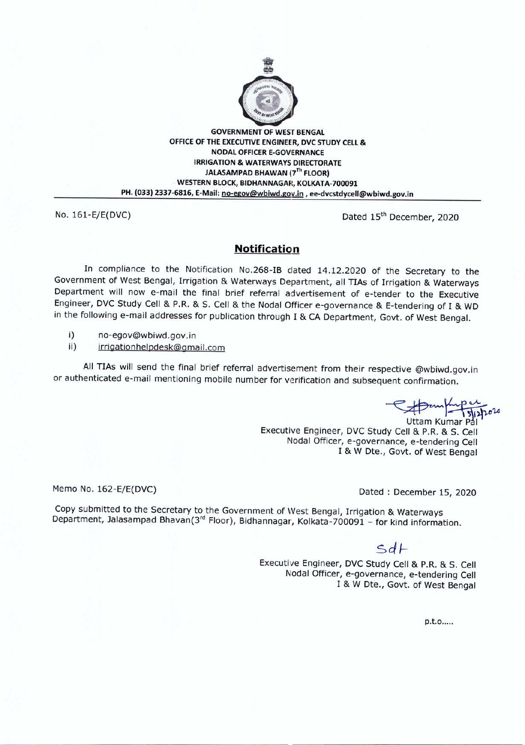**GOVERNMENT OF WEST BENGAL**
**OFFICE OF THE EXECUTIVE ENGINEER, DVC STUDY CELL &**
**NODAL OFFICER E-GOVERNANCE**
**IRRIGATION & WATERWAYS DIRECTORATE**
**JALASAMPAD BHAWAN (7TH FLOOR)**
**WESTERN BLOCK, BIDHANNAGAR, KOLKATA-700091**
**PH. (033) 2337-6816, E-Mail: no-egov@wbiwd.gov.in , ee-dvcstdycell@wbiwd.gov.in**

---

No. 161-E/E(DVC) Dated 15th December, 2020

## Notification

In compliance to the Notification No.268-IB dated 14.12.2020 of the Secretary to the Government of West Bengal, Irrigation & Waterways Department, all TIAs of Irrigation & Waterways Department will now e-mail the final brief referral advertisement of e-tender to the Executive Engineer, DVC Study Cell & P.R. & S. Cell & the Nodal Officer e-governance & E-tendering of I & WD in the following e-mail addresses for publication through I & CA Department, Govt. of West Bengal.

i) no-egov@wbiwd.gov.in
ii) irrigationhelpdesk@gmail.com

All TIAs will send the final brief referral advertisement from their respective @wbiwd.gov.in or authenticated e-mail mentioning mobile number for verification and subsequent confirmation.

15/12/2020
Uttam Kumar Pal
Executive Engineer, DVC Study Cell & P.R. & S. Cell
Nodal Officer, e-governance, e-tendering Cell
I & W Dte., Govt. of West Bengal

Memo No. 162-E/E(DVC) Dated : December 15, 2020

Copy submitted to the Secretary to the Government of West Bengal, Irrigation & Waterways Department, Jalasampad Bhavan(3rd Floor), Bidhannagar, Kolkata-700091 – for kind information.

Sd/-
Executive Engineer, DVC Study Cell & P.R. & S. Cell
Nodal Officer, e-governance, e-tendering Cell
I & W Dte., Govt. of West Bengal

p.t.o.....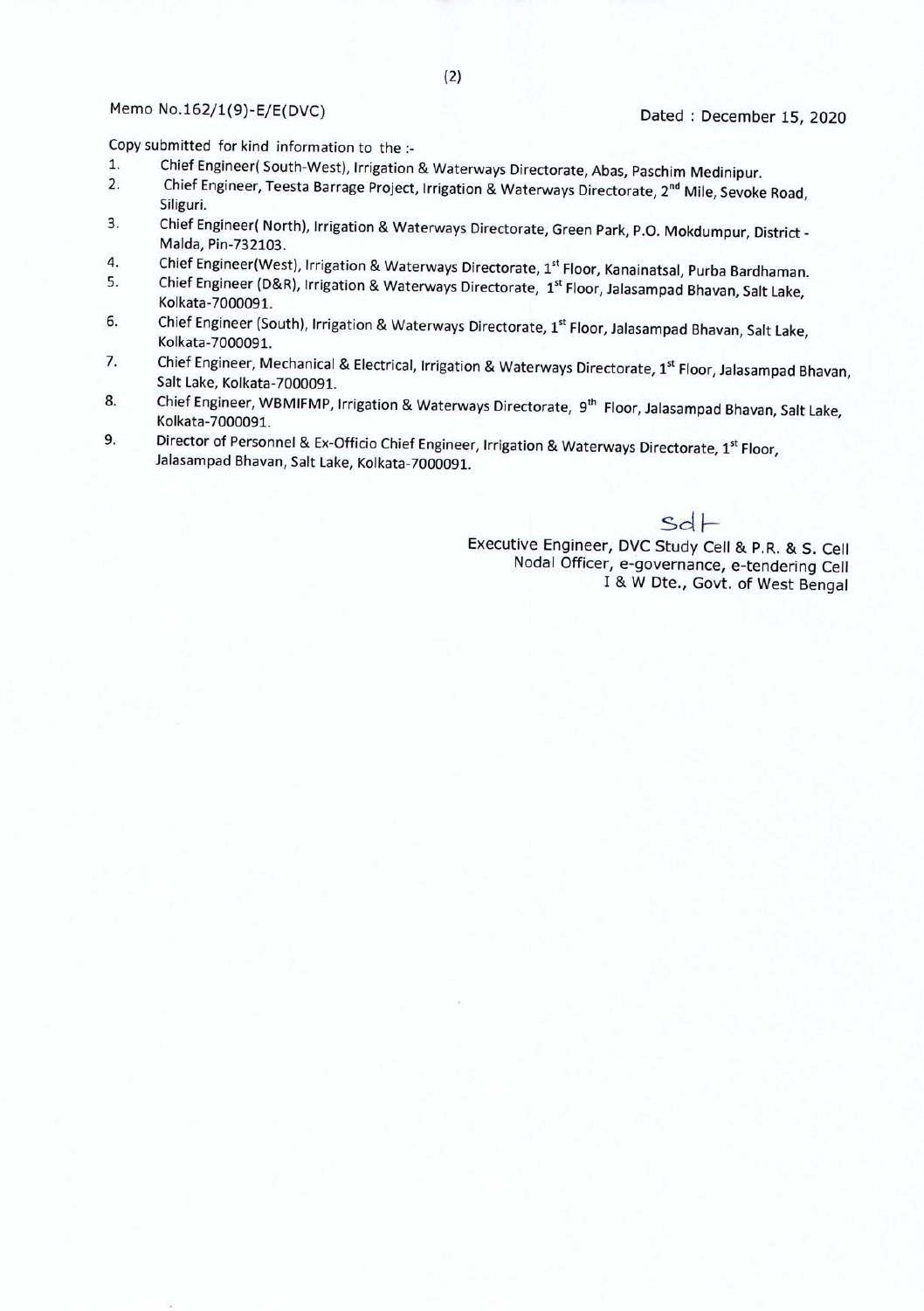Memo No.162/1(9)-E/E(DVC) Dated : December 15, 2020

Copy submitted for kind information to the :-

1. Chief Engineer( South-West), Irrigation & Waterways Directorate, Abas, Paschim Medinipur.
2. Chief Engineer, Teesta Barrage Project, Irrigation & Waterways Directorate, 2nd Mile, Sevoke Road, Siliguri.
3. Chief Engineer( North), Irrigation & Waterways Directorate, Green Park, P.O. Mokdumpur, District - Malda, Pin-732103.
4. Chief Engineer(West), Irrigation & Waterways Directorate, 1st Floor, Kanainatsal, Purba Bardhaman.
5. Chief Engineer (D&R), Irrigation & Waterways Directorate, 1st Floor, Jalasampad Bhavan, Salt Lake, Kolkata-7000091.
6. Chief Engineer (South), Irrigation & Waterways Directorate, 1st Floor, Jalasampad Bhavan, Salt Lake, Kolkata-7000091.
7. Chief Engineer, Mechanical & Electrical, Irrigation & Waterways Directorate, 1st Floor, Jalasampad Bhavan, Salt Lake, Kolkata-7000091.
8. Chief Engineer, WBMIFMP, Irrigation & Waterways Directorate, 9th Floor, Jalasampad Bhavan, Salt Lake, Kolkata-7000091.
9. Director of Personnel & Ex-Officio Chief Engineer, Irrigation & Waterways Directorate, 1st Floor, Jalasampad Bhavan, Salt Lake, Kolkata-7000091.

Sd/-

Executive Engineer, DVC Study Cell & P.R. & S. Cell
Nodal Officer, e-governance, e-tendering Cell
I & W Dte., Govt. of West Bengal